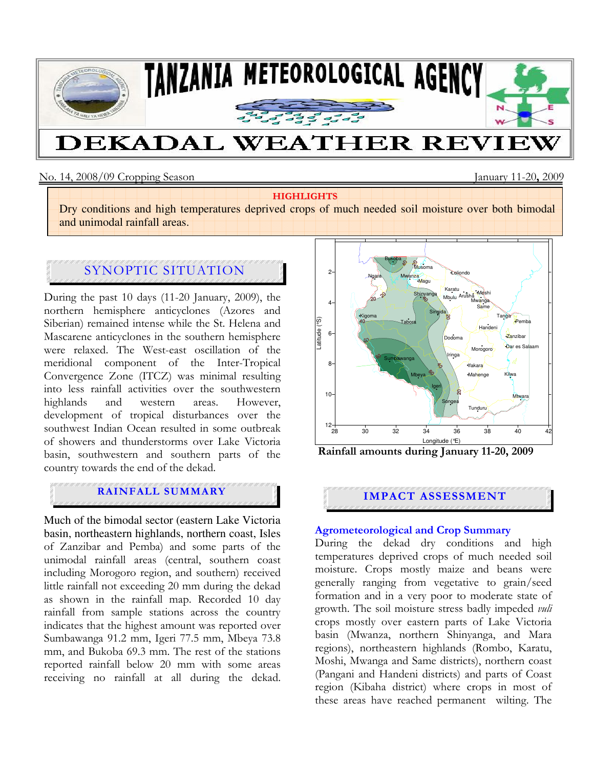# TANZANIA METEOROLOGICAL AGENCY

# DEKADAL WEATHER REVIEW

No. 14, 2008/09 Cropping Season January 11-20, 2009

**HIGHLIGHTS**

Dry conditions and high temperatures deprived crops of much needed soil moisture over both bimodal and unimodal rainfall areas.

## SYNOPTIC SITUATION

During the past 10 days (11-20 January, 2009), the northern hemisphere anticyclones (Azores and Siberian) remained intense while the St. Helena and Mascarene anticyclones in the southern hemisphere were relaxed. The West-east oscillation of the meridional component of the Inter-Tropical Convergence Zone (ITCZ) was minimal resulting into less rainfall activities over the southwestern highlands and western areas. However, development of tropical disturbances over the southwest Indian Ocean resulted in some outbreak of showers and thunderstorms over Lake Victoria basin, southwestern and southern parts of the country towards the end of the dekad.

## RAINFALL SUMMARY

Much of the bimodal sector (eastern Lake Victoria basin, northeastern highlands, northern coast, Isles of Zanzibar and Pemba) and some parts of the unimodal rainfall areas (central, southern coast including Morogoro region, and southern) received little rainfall not exceeding 20 mm during the dekad as shown in the rainfall map. Recorded 10 day rainfall from sample stations across the country indicates that the highest amount was reported over Sumbawanga 91.2 mm, Igeri 77.5 mm, Mbeya 73.8 mm, and Bukoba 69.3 mm. The rest of the stations reported rainfall below 20 mm with some areas receiving no rainfall at all during the dekad.

**Rainfall amounts during January 11-20, 2009**

## IMPACT ASSESSMENT

### Agrometeorological and Crop Summary

During the dekad dry conditions and high temperatures deprived crops of much needed soil moisture. Crops mostly maize and beans were generally ranging from vegetative to grain/seed formation and in a very poor to moderate state of growth. The soil moisture stress badly impeded *vuli* crops mostly over eastern parts of Lake Victoria basin (Mwanza, northern Shinyanga, and Mara regions), northeastern highlands (Rombo, Karatu, Moshi, Mwanga and Same districts), northern coast (Pangani and Handeni districts) and parts of Coast region (Kibaha district) where crops in most of these areas have reached permanent wilting. The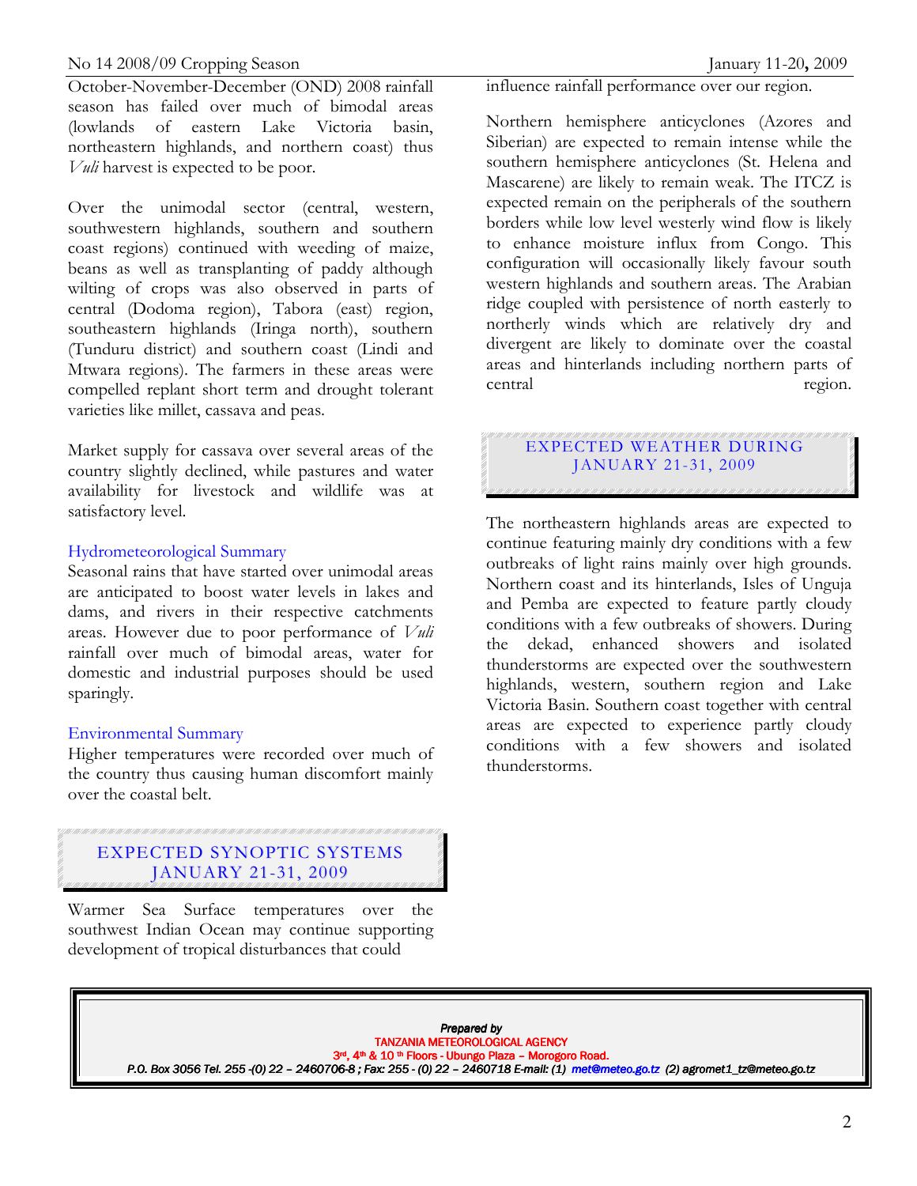October-November-December (OND) 2008 rainfall season has failed over much of bimodal areas (lowlands of eastern Lake Victoria basin, northeastern highlands, and northern coast) thus *Vuli* harvest is expected to be poor.

Over the unimodal sector (central, western, southwestern highlands, southern and southern coast regions) continued with weeding of maize, beans as well as transplanting of paddy although wilting of crops was also observed in parts of central (Dodoma region), Tabora (east) region, southeastern highlands (Iringa north), southern (Tunduru district) and southern coast (Lindi and Mtwara regions). The farmers in these areas were compelled replant short term and drought tolerant varieties like millet, cassava and peas.

Market supply for cassava over several areas of the country slightly declined, while pastures and water availability for livestock and wildlife was at satisfactory level.

### Hydrometeorological Summary

Seasonal rains that have started over unimodal areas are anticipated to boost water levels in lakes and dams, and rivers in their respective catchments areas. However due to poor performance of *Vuli* rainfall over much of bimodal areas, water for domestic and industrial purposes should be used sparingly.

### Environmental Summary

Higher temperatures were recorded over much of the country thus causing human discomfort mainly over the coastal belt.

## EXPECTED SYNOPTIC SYSTEMS JANUARY 21-31, 2009

Warmer Sea Surface temperatures over the southwest Indian Ocean may continue supporting development of tropical disturbances that could influence rainfall performance over our region.

Northern hemisphere anticyclones (Azores and Siberian) are expected to remain intense while the southern hemisphere anticyclones (St. Helena and Mascarene) are likely to remain weak. The ITCZ is expected remain on the peripherals of the southern borders while low level westerly wind flow is likely to enhance moisture influx from Congo. This configuration will occasionally likely favour south western highlands and southern areas. The Arabian ridge coupled with persistence of north easterly to northerly winds which are relatively dry and divergent are likely to dominate over the coastal areas and hinterlands including northern parts of central region.

## EXPECTED WEATHER DURING JANUARY 21-31, 2009

The northeastern highlands areas are expected to continue featuring mainly dry conditions with a few outbreaks of light rains mainly over high grounds. Northern coast and its hinterlands, Isles of Unguja and Pemba are expected to feature partly cloudy conditions with a few outbreaks of showers. During the dekad, enhanced showers and isolated thunderstorms are expected over the southwestern highlands, western, southern region and Lake Victoria Basin. Southern coast together with central areas are expected to experience partly cloudy conditions with a few showers and isolated thunderstorms.

*Prepared by*
TANZANIA METEOROLOGICAL AGENCY
3rd, 4th & 10 th Floors - Ubungo Plaza – Morogoro Road.
*P.O. Box 3056 Tel. 255 -(0) 22 – 2460706-8 ; Fax: 255 - (0) 22 – 2460718 E-mail: (1) met@meteo.go.tz (2) agromet1_tz@meteo.go.tz*